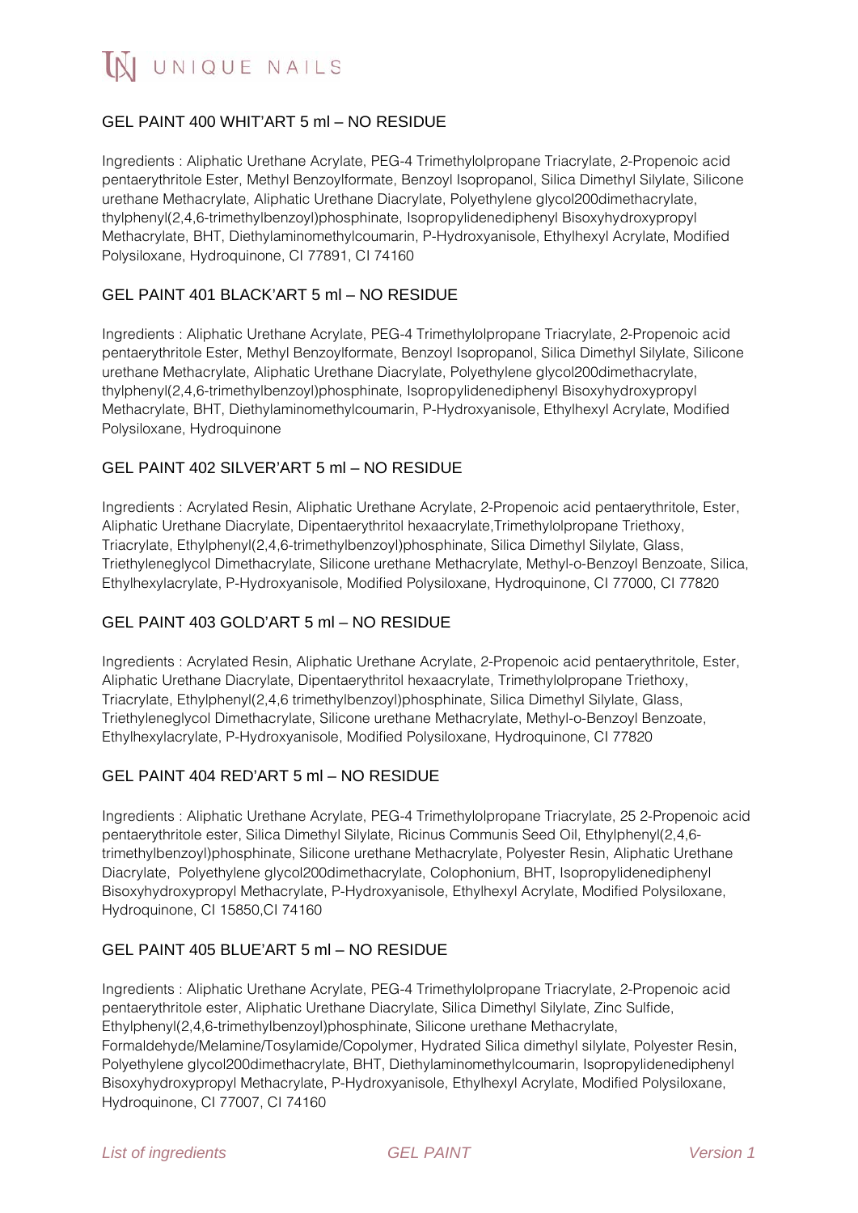UNIQUE NAILS

## GEL PAINT 400 WHIT'ART 5 ml – NO RESIDUE

Ingredients : Aliphatic Urethane Acrylate, PEG-4 Trimethylolpropane Triacrylate, 2-Propenoic acid pentaerythritole Ester, Methyl Benzoylformate, Benzoyl Isopropanol, Silica Dimethyl Silylate, Silicone urethane Methacrylate, Aliphatic Urethane Diacrylate, Polyethylene glycol200dimethacrylate, thylphenyl(2,4,6-trimethylbenzoyl)phosphinate, Isopropylidenediphenyl Bisoxyhydroxypropyl Methacrylate, BHT, Diethylaminomethylcoumarin, P-Hydroxyanisole, Ethylhexyl Acrylate, Modified Polysiloxane, Hydroquinone, CI 77891, CI 74160

## GEL PAINT 401 BLACK'ART 5 ml – NO RESIDUE

Ingredients : Aliphatic Urethane Acrylate, PEG-4 Trimethylolpropane Triacrylate, 2-Propenoic acid pentaerythritole Ester, Methyl Benzoylformate, Benzoyl Isopropanol, Silica Dimethyl Silylate, Silicone urethane Methacrylate, Aliphatic Urethane Diacrylate, Polyethylene glycol200dimethacrylate, thylphenyl(2,4,6-trimethylbenzoyl)phosphinate, Isopropylidenediphenyl Bisoxyhydroxypropyl Methacrylate, BHT, Diethylaminomethylcoumarin, P-Hydroxyanisole, Ethylhexyl Acrylate, Modified Polysiloxane, Hydroquinone

## GEL PAINT 402 SILVER'ART 5 ml – NO RESIDUE

Ingredients : Acrylated Resin, Aliphatic Urethane Acrylate, 2-Propenoic acid pentaerythritole, Ester, Aliphatic Urethane Diacrylate, Dipentaerythritol hexaacrylate,Trimethylolpropane Triethoxy, Triacrylate, Ethylphenyl(2,4,6-trimethylbenzoyl)phosphinate, Silica Dimethyl Silylate, Glass, Triethyleneglycol Dimethacrylate, Silicone urethane Methacrylate, Methyl-o-Benzoyl Benzoate, Silica, Ethylhexylacrylate, P-Hydroxyanisole, Modified Polysiloxane, Hydroquinone, CI 77000, CI 77820

## GEL PAINT 403 GOLD'ART 5 ml – NO RESIDUE

Ingredients : Acrylated Resin, Aliphatic Urethane Acrylate, 2-Propenoic acid pentaerythritole, Ester, Aliphatic Urethane Diacrylate, Dipentaerythritol hexaacrylate, Trimethylolpropane Triethoxy, Triacrylate, Ethylphenyl(2,4,6 trimethylbenzoyl)phosphinate, Silica Dimethyl Silylate, Glass, Triethyleneglycol Dimethacrylate, Silicone urethane Methacrylate, Methyl-o-Benzoyl Benzoate, Ethylhexylacrylate, P-Hydroxyanisole, Modified Polysiloxane, Hydroquinone, CI 77820

## GEL PAINT 404 RED'ART 5 ml – NO RESIDUE

Ingredients : Aliphatic Urethane Acrylate, PEG-4 Trimethylolpropane Triacrylate, 25 2-Propenoic acid pentaerythritole ester, Silica Dimethyl Silylate, Ricinus Communis Seed Oil, Ethylphenyl(2,4,6-trimethylbenzoyl)phosphinate, Silicone urethane Methacrylate, Polyester Resin, Aliphatic Urethane Diacrylate, Polyethylene glycol200dimethacrylate, Colophonium, BHT, Isopropylidenediphenyl Bisoxyhydroxypropyl Methacrylate, P-Hydroxyanisole, Ethylhexyl Acrylate, Modified Polysiloxane, Hydroquinone, CI 15850,CI 74160

## GEL PAINT 405 BLUE'ART 5 ml – NO RESIDUE

Ingredients : Aliphatic Urethane Acrylate, PEG-4 Trimethylolpropane Triacrylate, 2-Propenoic acid pentaerythritole ester, Aliphatic Urethane Diacrylate, Silica Dimethyl Silylate, Zinc Sulfide, Ethylphenyl(2,4,6-trimethylbenzoyl)phosphinate, Silicone urethane Methacrylate, Formaldehyde/Melamine/Tosylamide/Copolymer, Hydrated Silica dimethyl silylate, Polyester Resin, Polyethylene glycol200dimethacrylate, BHT, Diethylaminomethylcoumarin, Isopropylidenediphenyl Bisoxyhydroxypropyl Methacrylate, P-Hydroxyanisole, Ethylhexyl Acrylate, Modified Polysiloxane, Hydroquinone, CI 77007, CI 74160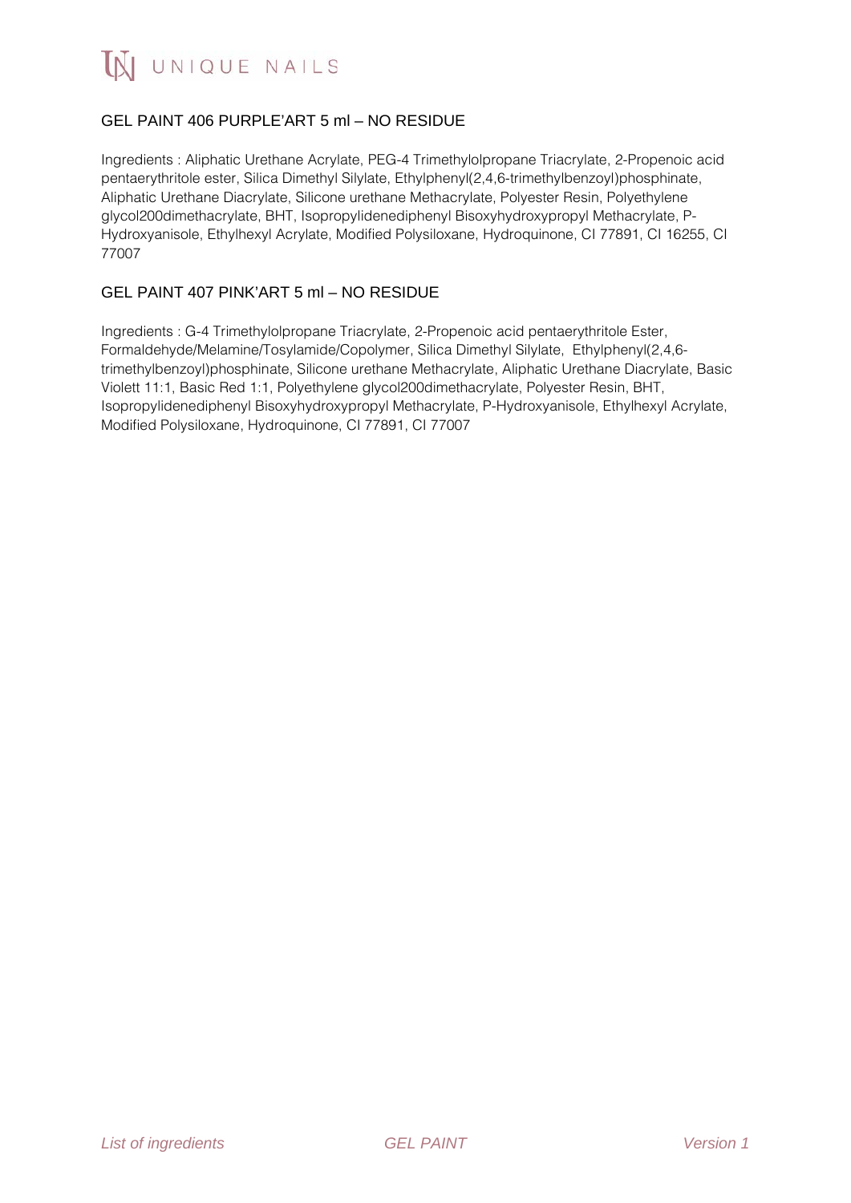## GEL PAINT 406 PURPLE'ART 5 ml – NO RESIDUE

Ingredients : Aliphatic Urethane Acrylate, PEG-4 Trimethylolpropane Triacrylate, 2-Propenoic acid pentaerythritole ester, Silica Dimethyl Silylate, Ethylphenyl(2,4,6-trimethylbenzoyl)phosphinate, Aliphatic Urethane Diacrylate, Silicone urethane Methacrylate, Polyester Resin, Polyethylene glycol200dimethacrylate, BHT, Isopropylidenediphenyl Bisoxyhydroxypropyl Methacrylate, P-Hydroxyanisole, Ethylhexyl Acrylate, Modified Polysiloxane, Hydroquinone, CI 77891, CI 16255, CI 77007

## GEL PAINT 407 PINK'ART 5 ml – NO RESIDUE

Ingredients : G-4 Trimethylolpropane Triacrylate, 2-Propenoic acid pentaerythritole Ester, Formaldehyde/Melamine/Tosylamide/Copolymer, Silica Dimethyl Silylate, Ethylphenyl(2,4,6-trimethylbenzoyl)phosphinate, Silicone urethane Methacrylate, Aliphatic Urethane Diacrylate, Basic Violett 11:1, Basic Red 1:1, Polyethylene glycol200dimethacrylate, Polyester Resin, BHT, Isopropylidenediphenyl Bisoxyhydroxypropyl Methacrylate, P-Hydroxyanisole, Ethylhexyl Acrylate, Modified Polysiloxane, Hydroquinone, CI 77891, CI 77007